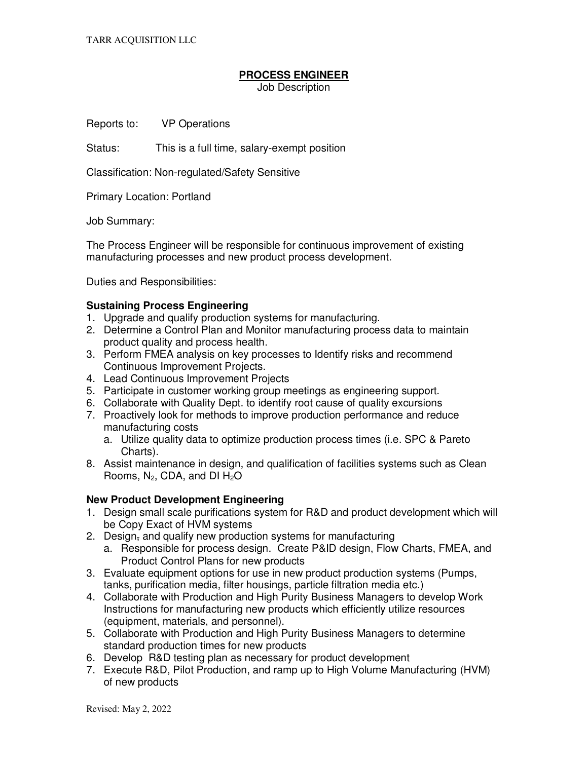# PROCESS ENGINEER

Job Description

Reports to: VP Operations

Status: This is a full time, salary-exempt position

Classification: Non-regulated/Safety Sensitive

Primary Location: Portland

Job Summary:

The Process Engineer will be responsible for continuous improvement of existing manufacturing processes and new product process development.

Duties and Responsibilities:

**Sustaining Process Engineering**

1. Upgrade and qualify production systems for manufacturing.
2. Determine a Control Plan and Monitor manufacturing process data to maintain product quality and process health.
3. Perform FMEA analysis on key processes to Identify risks and recommend Continuous Improvement Projects.
4. Lead Continuous Improvement Projects
5. Participate in customer working group meetings as engineering support.
6. Collaborate with Quality Dept. to identify root cause of quality excursions
7. Proactively look for methods to improve production performance and reduce manufacturing costs
   a. Utilize quality data to optimize production process times (i.e. SPC & Pareto Charts).
8. Assist maintenance in design, and qualification of facilities systems such as Clean Rooms, $N_2$, CDA, and DI $H_2O$

**New Product Development Engineering**

1. Design small scale purifications system for R&D and product development which will be Copy Exact of HVM systems
2. Design, and qualify new production systems for manufacturing
   a. Responsible for process design. Create P&ID design, Flow Charts, FMEA, and Product Control Plans for new products
3. Evaluate equipment options for use in new product production systems (Pumps, tanks, purification media, filter housings, particle filtration media etc.)
4. Collaborate with Production and High Purity Business Managers to develop Work Instructions for manufacturing new products which efficiently utilize resources (equipment, materials, and personnel).
5. Collaborate with Production and High Purity Business Managers to determine standard production times for new products
6. Develop R&D testing plan as necessary for product development
7. Execute R&D, Pilot Production, and ramp up to High Volume Manufacturing (HVM) of new products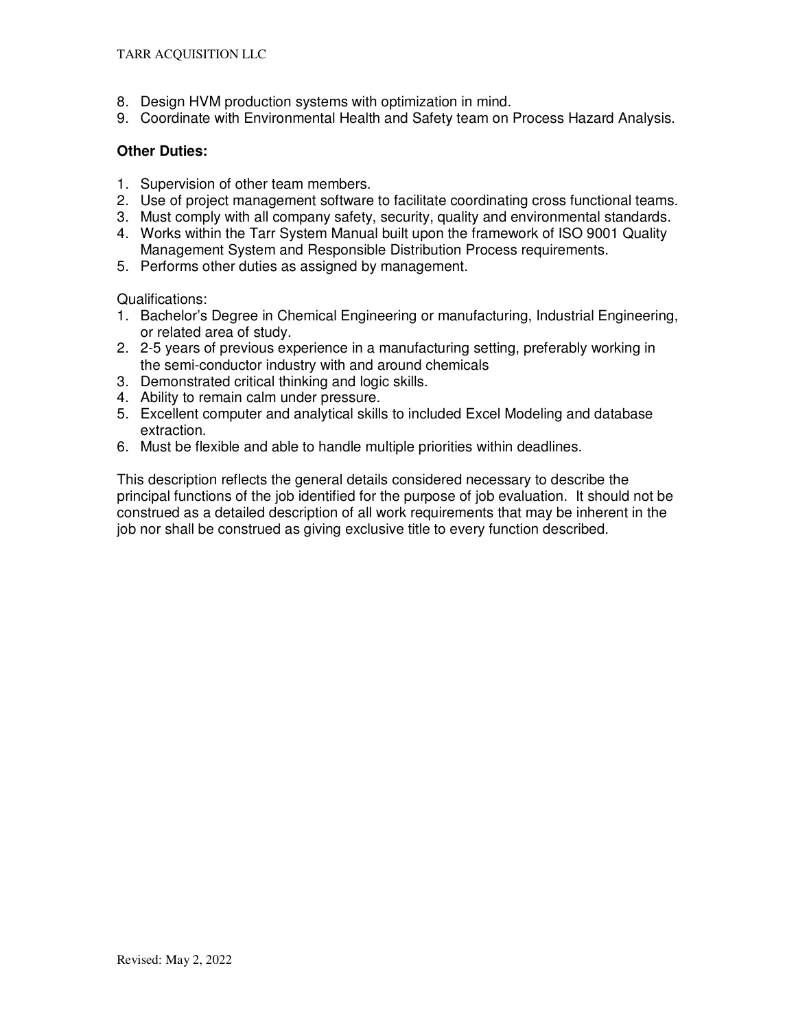8. Design HVM production systems with optimization in mind.
9. Coordinate with Environmental Health and Safety team on Process Hazard Analysis.

**Other Duties:**

1. Supervision of other team members.
2. Use of project management software to facilitate coordinating cross functional teams.
3. Must comply with all company safety, security, quality and environmental standards.
4. Works within the Tarr System Manual built upon the framework of ISO 9001 Quality Management System and Responsible Distribution Process requirements.
5. Performs other duties as assigned by management.

Qualifications:

1. Bachelor's Degree in Chemical Engineering or manufacturing, Industrial Engineering, or related area of study.
2. 2-5 years of previous experience in a manufacturing setting, preferably working in the semi-conductor industry with and around chemicals
3. Demonstrated critical thinking and logic skills.
4. Ability to remain calm under pressure.
5. Excellent computer and analytical skills to included Excel Modeling and database extraction.
6. Must be flexible and able to handle multiple priorities within deadlines.

This description reflects the general details considered necessary to describe the principal functions of the job identified for the purpose of job evaluation. It should not be construed as a detailed description of all work requirements that may be inherent in the job nor shall be construed as giving exclusive title to every function described.

Revised: May 2, 2022